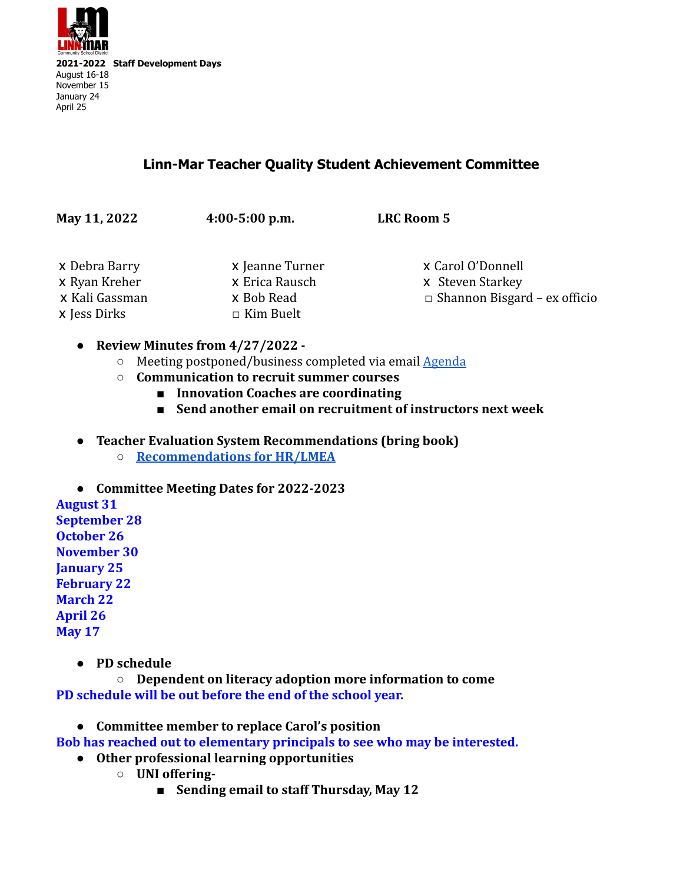**2021-2022 Staff Development Days**
August 16-18
November 15
January 24
April 25

## Linn-Mar Teacher Quality Student Achievement Committee

**May 11, 2022** **4:00-5:00 p.m.** **LRC Room 5**

| | | |
|---|---|---|
| x Debra Barry | x Jeanne Turner | x Carol O'Donnell |
| x Ryan Kreher | x Erica Rausch | x Steven Starkey |
| x Kali Gassman | x Bob Read | □ Shannon Bisgard – ex officio |
| x Jess Dirks | □ Kim Buelt | |

- **Review Minutes from 4/27/2022 -**
  - Meeting postponed/business completed via email [Agenda]
  - **Communication to recruit summer courses**
    - **Innovation Coaches are coordinating**
    - **Send another email on recruitment of instructors next week**

- **Teacher Evaluation System Recommendations (bring book)**
  - **[Recommendations for HR/LMEA]**

- **Committee Meeting Dates for 2022-2023**

**August 31**
**September 28**
**October 26**
**November 30**
**January 25**
**February 22**
**March 22**
**April 26**
**May 17**

- **PD schedule**
  - **Dependent on literacy adoption more information to come**

**PD schedule will be out before the end of the school year.**

- **Committee member to replace Carol's position**

**Bob has reached out to elementary principals to see who may be interested.**

- **Other professional learning opportunities**
  - **UNI offering-**
    - **Sending email to staff Thursday, May 12**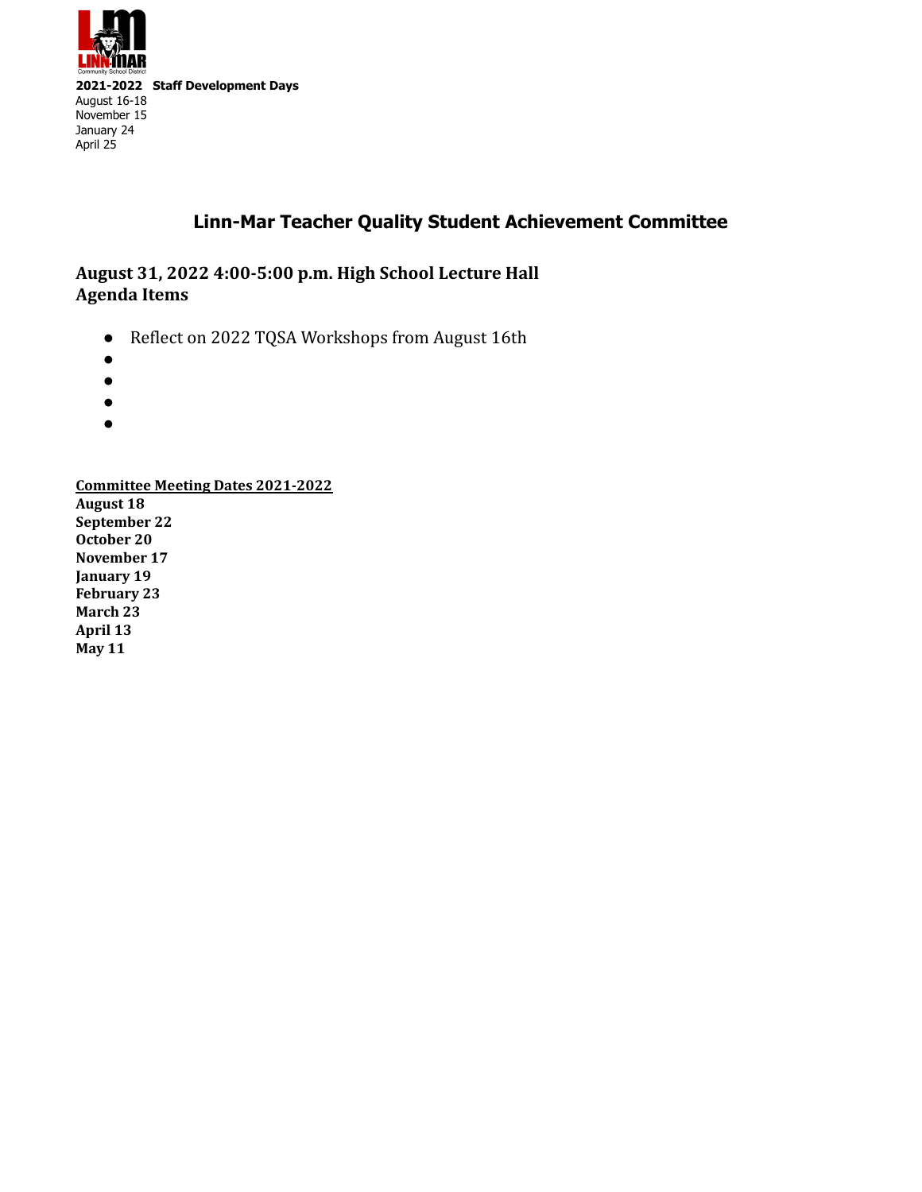**2021-2022 Staff Development Days**
August 16-18
November 15
January 24
April 25

## Linn-Mar Teacher Quality Student Achievement Committee

### August 31, 2022 4:00-5:00 p.m. High School Lecture Hall
### Agenda Items

- Reflect on 2022 TQSA Workshops from August 16th
-
-
-
-

**Committee Meeting Dates 2021-2022**
**August 18**
**September 22**
**October 20**
**November 17**
**January 19**
**February 23**
**March 23**
**April 13**
**May 11**